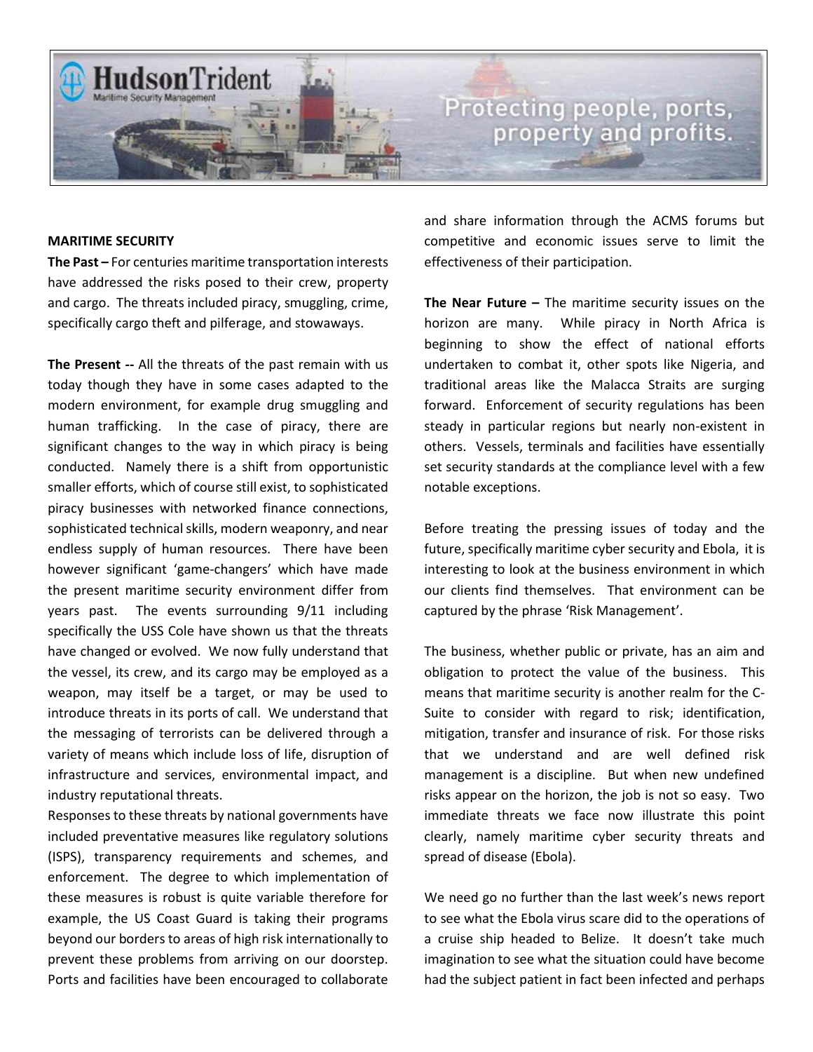HudsonTrident
Maritime Security Management

Protecting people, ports, property and profits.

**MARITIME SECURITY**

**The Past –** For centuries maritime transportation interests have addressed the risks posed to their crew, property and cargo. The threats included piracy, smuggling, crime, specifically cargo theft and pilferage, and stowaways.

**The Present --** All the threats of the past remain with us today though they have in some cases adapted to the modern environment, for example drug smuggling and human trafficking. In the case of piracy, there are significant changes to the way in which piracy is being conducted. Namely there is a shift from opportunistic smaller efforts, which of course still exist, to sophisticated piracy businesses with networked finance connections, sophisticated technical skills, modern weaponry, and near endless supply of human resources. There have been however significant 'game-changers' which have made the present maritime security environment differ from years past. The events surrounding 9/11 including specifically the USS Cole have shown us that the threats have changed or evolved. We now fully understand that the vessel, its crew, and its cargo may be employed as a weapon, may itself be a target, or may be used to introduce threats in its ports of call. We understand that the messaging of terrorists can be delivered through a variety of means which include loss of life, disruption of infrastructure and services, environmental impact, and industry reputational threats.

Responses to these threats by national governments have included preventative measures like regulatory solutions (ISPS), transparency requirements and schemes, and enforcement. The degree to which implementation of these measures is robust is quite variable therefore for example, the US Coast Guard is taking their programs beyond our borders to areas of high risk internationally to prevent these problems from arriving on our doorstep. Ports and facilities have been encouraged to collaborate and share information through the ACMS forums but competitive and economic issues serve to limit the effectiveness of their participation.

**The Near Future –** The maritime security issues on the horizon are many. While piracy in North Africa is beginning to show the effect of national efforts undertaken to combat it, other spots like Nigeria, and traditional areas like the Malacca Straits are surging forward. Enforcement of security regulations has been steady in particular regions but nearly non-existent in others. Vessels, terminals and facilities have essentially set security standards at the compliance level with a few notable exceptions.

Before treating the pressing issues of today and the future, specifically maritime cyber security and Ebola, it is interesting to look at the business environment in which our clients find themselves. That environment can be captured by the phrase 'Risk Management'.

The business, whether public or private, has an aim and obligation to protect the value of the business. This means that maritime security is another realm for the C-Suite to consider with regard to risk; identification, mitigation, transfer and insurance of risk. For those risks that we understand and are well defined risk management is a discipline. But when new undefined risks appear on the horizon, the job is not so easy. Two immediate threats we face now illustrate this point clearly, namely maritime cyber security threats and spread of disease (Ebola).

We need go no further than the last week's news report to see what the Ebola virus scare did to the operations of a cruise ship headed to Belize. It doesn't take much imagination to see what the situation could have become had the subject patient in fact been infected and perhaps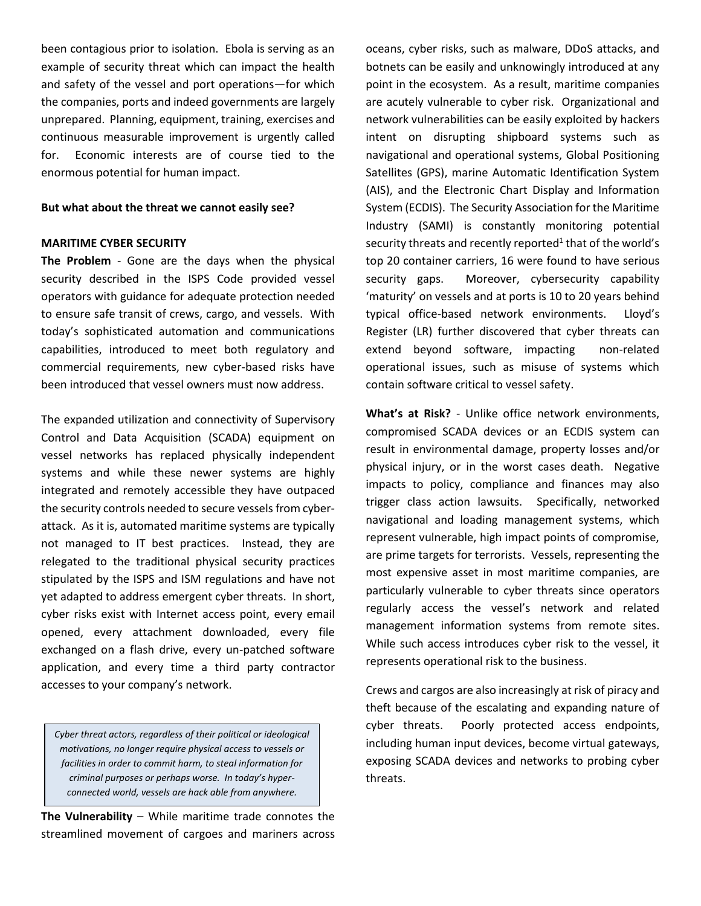been contagious prior to isolation. Ebola is serving as an example of security threat which can impact the health and safety of the vessel and port operations—for which the companies, ports and indeed governments are largely unprepared. Planning, equipment, training, exercises and continuous measurable improvement is urgently called for. Economic interests are of course tied to the enormous potential for human impact.

**But what about the threat we cannot easily see?**

**MARITIME CYBER SECURITY**

**The Problem** - Gone are the days when the physical security described in the ISPS Code provided vessel operators with guidance for adequate protection needed to ensure safe transit of crews, cargo, and vessels. With today's sophisticated automation and communications capabilities, introduced to meet both regulatory and commercial requirements, new cyber-based risks have been introduced that vessel owners must now address.

The expanded utilization and connectivity of Supervisory Control and Data Acquisition (SCADA) equipment on vessel networks has replaced physically independent systems and while these newer systems are highly integrated and remotely accessible they have outpaced the security controls needed to secure vessels from cyber-attack. As it is, automated maritime systems are typically not managed to IT best practices. Instead, they are relegated to the traditional physical security practices stipulated by the ISPS and ISM regulations and have not yet adapted to address emergent cyber threats. In short, cyber risks exist with Internet access point, every email opened, every attachment downloaded, every file exchanged on a flash drive, every un-patched software application, and every time a third party contractor accesses to your company's network.

> *Cyber threat actors, regardless of their political or ideological motivations, no longer require physical access to vessels or facilities in order to commit harm, to steal information for criminal purposes or perhaps worse. In today's hyper-connected world, vessels are hack able from anywhere.*

**The Vulnerability** – While maritime trade connotes the streamlined movement of cargoes and mariners across oceans, cyber risks, such as malware, DDoS attacks, and botnets can be easily and unknowingly introduced at any point in the ecosystem. As a result, maritime companies are acutely vulnerable to cyber risk. Organizational and network vulnerabilities can be easily exploited by hackers intent on disrupting shipboard systems such as navigational and operational systems, Global Positioning Satellites (GPS), marine Automatic Identification System (AIS), and the Electronic Chart Display and Information System (ECDIS). The Security Association for the Maritime Industry (SAMI) is constantly monitoring potential security threats and recently reported[1] that of the world's top 20 container carriers, 16 were found to have serious security gaps. Moreover, cybersecurity capability 'maturity' on vessels and at ports is 10 to 20 years behind typical office-based network environments. Lloyd's Register (LR) further discovered that cyber threats can extend beyond software, impacting non-related operational issues, such as misuse of systems which contain software critical to vessel safety.

**What's at Risk?** - Unlike office network environments, compromised SCADA devices or an ECDIS system can result in environmental damage, property losses and/or physical injury, or in the worst cases death. Negative impacts to policy, compliance and finances may also trigger class action lawsuits. Specifically, networked navigational and loading management systems, which represent vulnerable, high impact points of compromise, are prime targets for terrorists. Vessels, representing the most expensive asset in most maritime companies, are particularly vulnerable to cyber threats since operators regularly access the vessel's network and related management information systems from remote sites. While such access introduces cyber risk to the vessel, it represents operational risk to the business.

Crews and cargos are also increasingly at risk of piracy and theft because of the escalating and expanding nature of cyber threats. Poorly protected access endpoints, including human input devices, become virtual gateways, exposing SCADA devices and networks to probing cyber threats.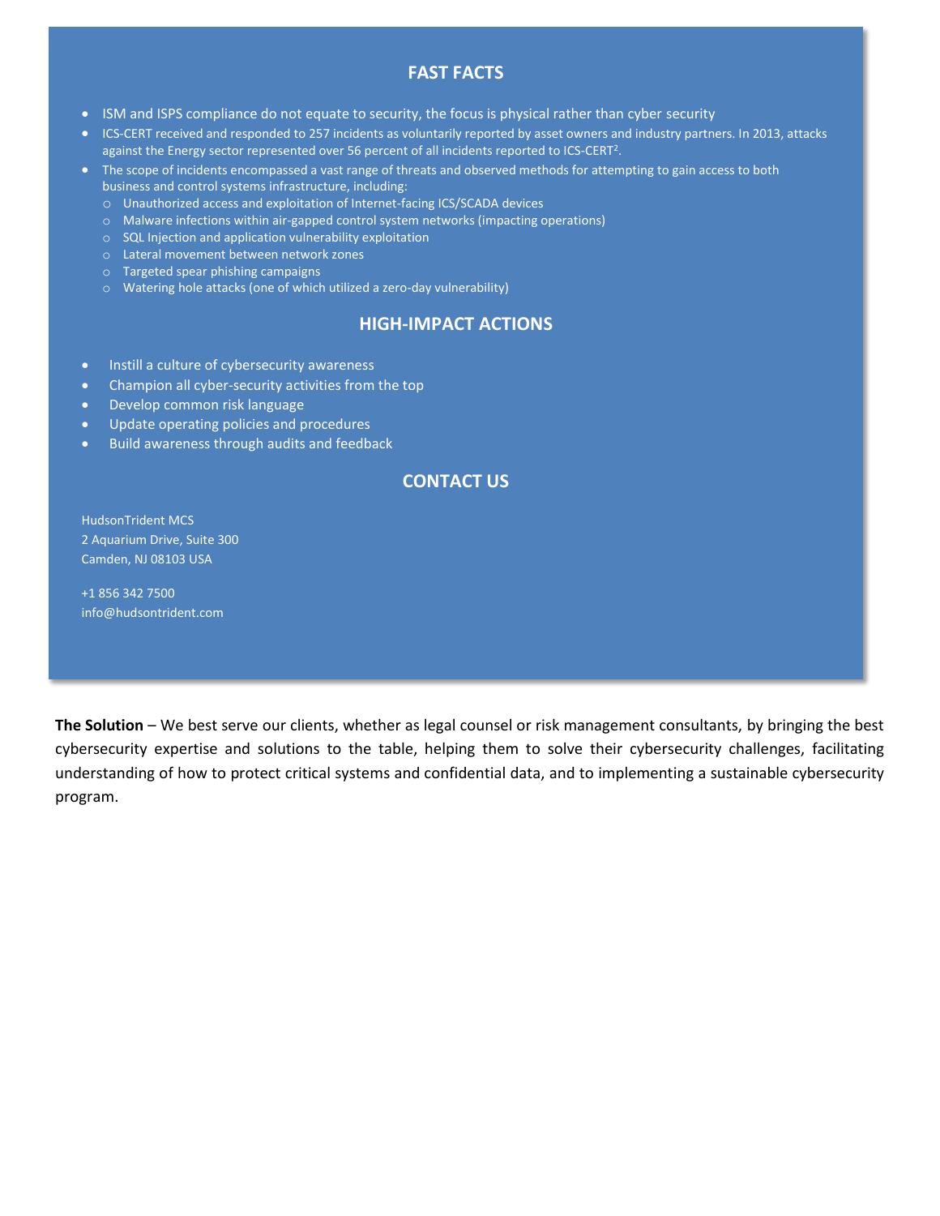## FAST FACTS

- ISM and ISPS compliance do not equate to security, the focus is physical rather than cyber security
- ICS-CERT received and responded to 257 incidents as voluntarily reported by asset owners and industry partners. In 2013, attacks against the Energy sector represented over 56 percent of all incidents reported to ICS-CERT[2].
- The scope of incidents encompassed a vast range of threats and observed methods for attempting to gain access to both business and control systems infrastructure, including:
  - Unauthorized access and exploitation of Internet-facing ICS/SCADA devices
  - Malware infections within air-gapped control system networks (impacting operations)
  - SQL Injection and application vulnerability exploitation
  - Lateral movement between network zones
  - Targeted spear phishing campaigns
  - Watering hole attacks (one of which utilized a zero-day vulnerability)

## HIGH-IMPACT ACTIONS

- Instill a culture of cybersecurity awareness
- Champion all cyber-security activities from the top
- Develop common risk language
- Update operating policies and procedures
- Build awareness through audits and feedback

## CONTACT US

HudsonTrident MCS
2 Aquarium Drive, Suite 300
Camden, NJ 08103 USA

+1 856 342 7500
info@hudsontrident.com

**The Solution** – We best serve our clients, whether as legal counsel or risk management consultants, by bringing the best cybersecurity expertise and solutions to the table, helping them to solve their cybersecurity challenges, facilitating understanding of how to protect critical systems and confidential data, and to implementing a sustainable cybersecurity program.